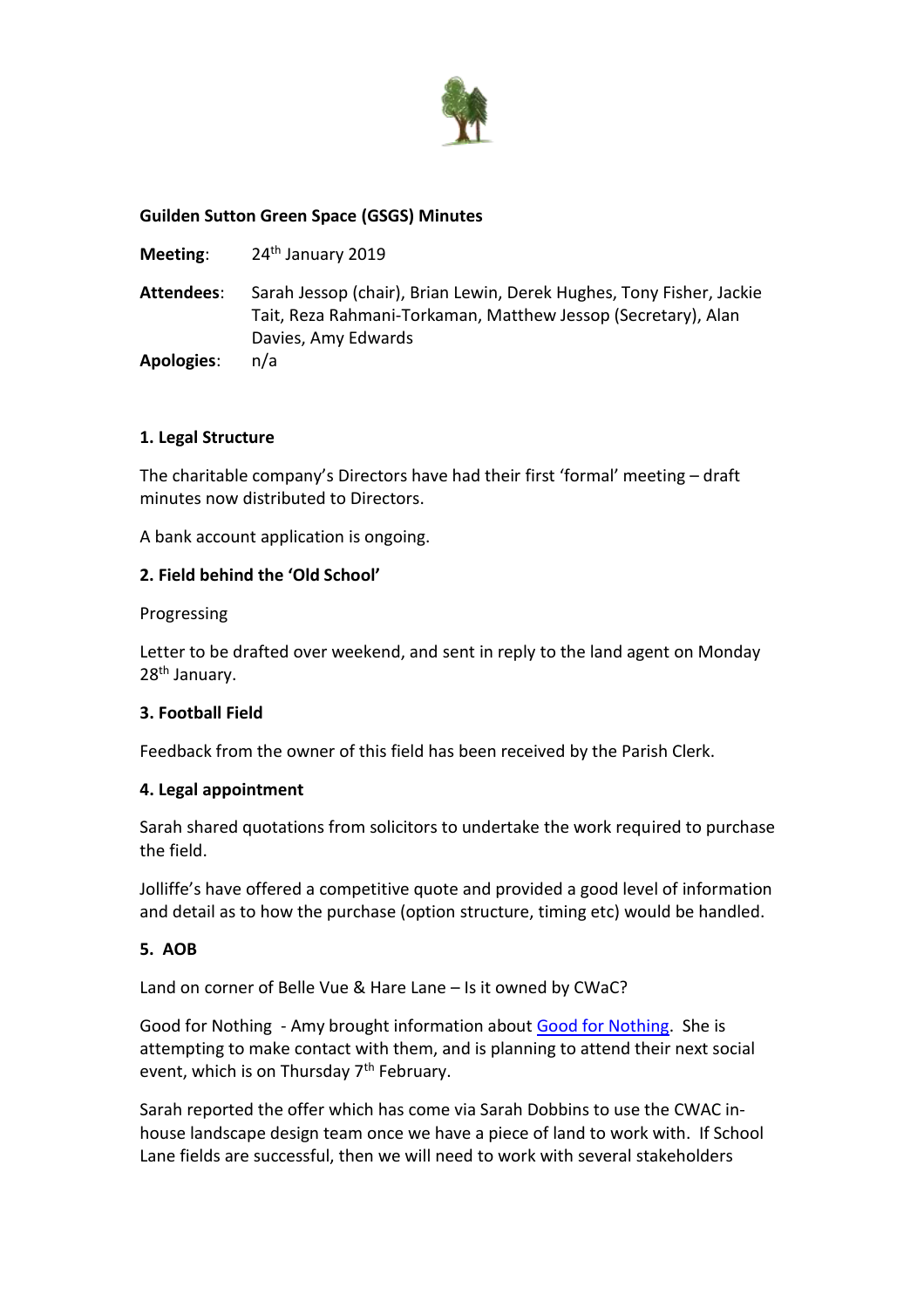## Guilden Sutton Green Space (GSGS) Minutes

**Meeting**: 24th January 2019

**Attendees**: Sarah Jessop (chair), Brian Lewin, Derek Hughes, Tony Fisher, Jackie Tait, Reza Rahmani-Torkaman, Matthew Jessop (Secretary), Alan Davies, Amy Edwards

**Apologies**: n/a

### 1. Legal Structure

The charitable company's Directors have had their first 'formal' meeting – draft minutes now distributed to Directors.

A bank account application is ongoing.

### 2. Field behind the 'Old School'

Progressing

Letter to be drafted over weekend, and sent in reply to the land agent on Monday 28th January.

### 3. Football Field

Feedback from the owner of this field has been received by the Parish Clerk.

### 4. Legal appointment

Sarah shared quotations from solicitors to undertake the work required to purchase the field.

Jolliffe's have offered a competitive quote and provided a good level of information and detail as to how the purchase (option structure, timing etc) would be handled.

### 5. AOB

Land on corner of Belle Vue & Hare Lane – Is it owned by CWaC?

Good for Nothing - Amy brought information about Good for Nothing. She is attempting to make contact with them, and is planning to attend their next social event, which is on Thursday 7th February.

Sarah reported the offer which has come via Sarah Dobbins to use the CWAC in-house landscape design team once we have a piece of land to work with. If School Lane fields are successful, then we will need to work with several stakeholders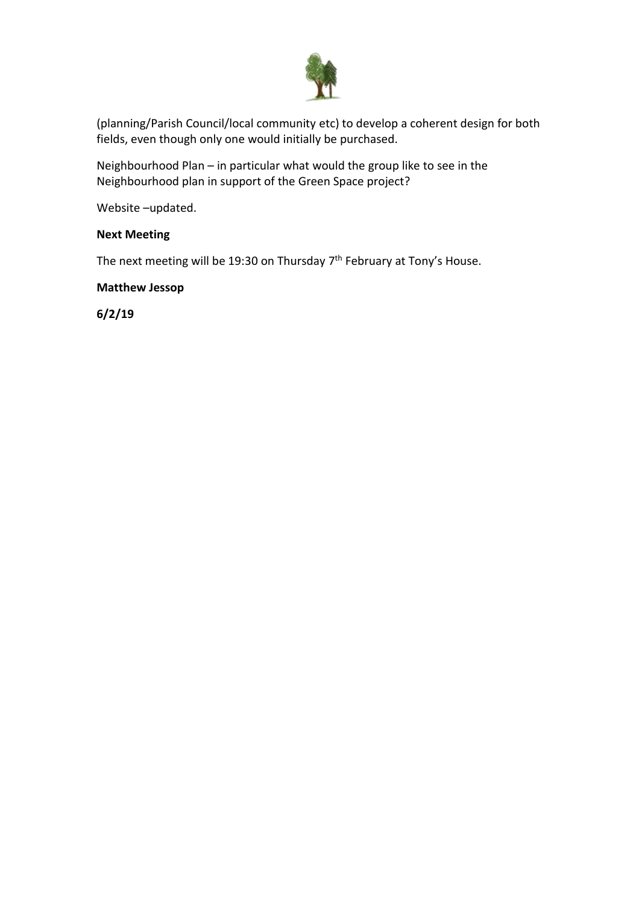(planning/Parish Council/local community etc) to develop a coherent design for both fields, even though only one would initially be purchased.

Neighbourhood Plan – in particular what would the group like to see in the Neighbourhood plan in support of the Green Space project?

Website –updated.

**Next Meeting**

The next meeting will be 19:30 on Thursday 7th February at Tony's House.

**Matthew Jessop**

**6/2/19**